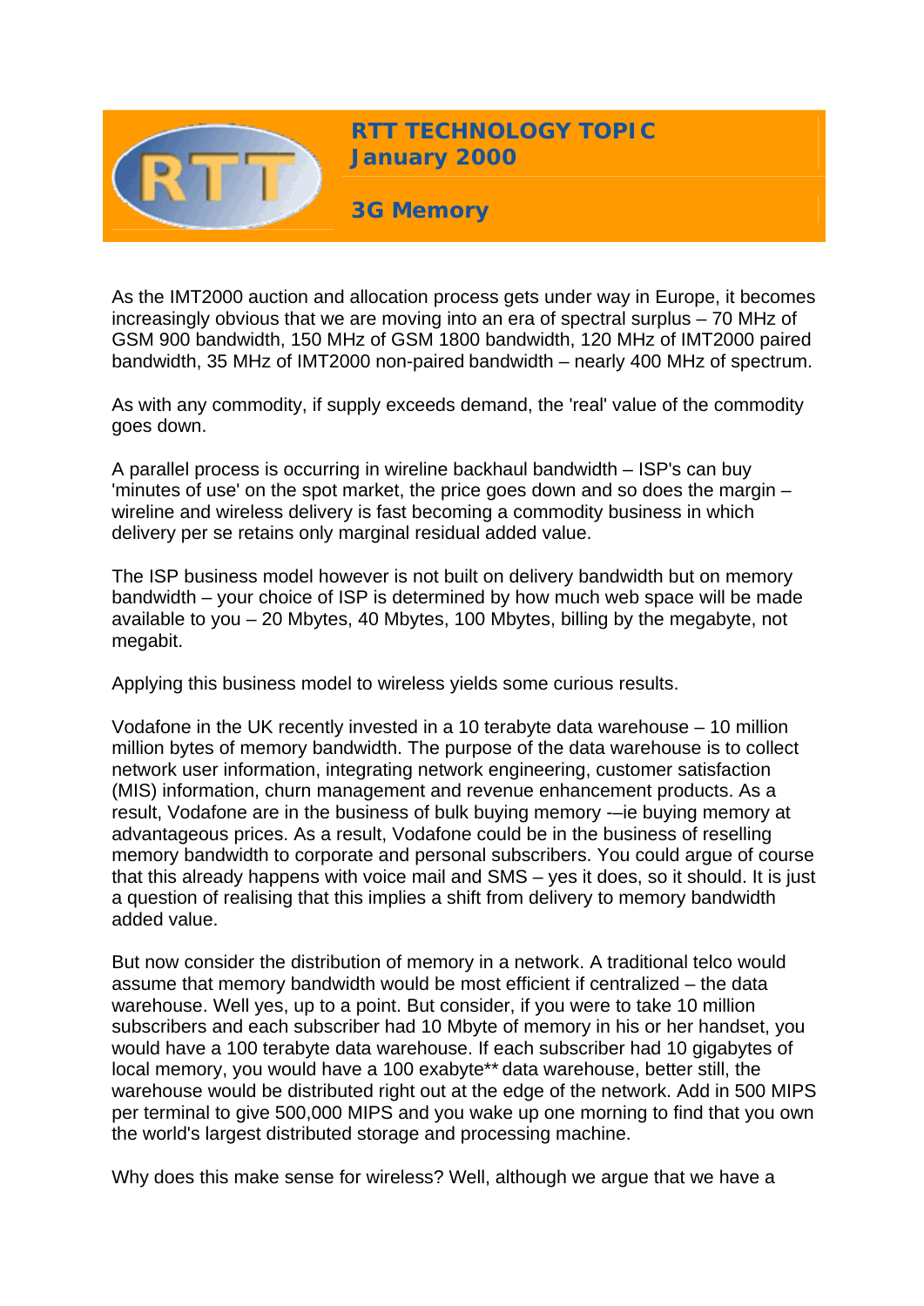# RTT TECHNOLOGY TOPIC
## January 2000

## 3G Memory

As the IMT2000 auction and allocation process gets under way in Europe, it becomes increasingly obvious that we are moving into an era of spectral surplus – 70 MHz of GSM 900 bandwidth, 150 MHz of GSM 1800 bandwidth, 120 MHz of IMT2000 paired bandwidth, 35 MHz of IMT2000 non-paired bandwidth – nearly 400 MHz of spectrum.

As with any commodity, if supply exceeds demand, the 'real' value of the commodity goes down.

A parallel process is occurring in wireline backhaul bandwidth – ISP's can buy 'minutes of use' on the spot market, the price goes down and so does the margin – wireline and wireless delivery is fast becoming a commodity business in which delivery per se retains only marginal residual added value.

The ISP business model however is not built on delivery bandwidth but on memory bandwidth – your choice of ISP is determined by how much web space will be made available to you – 20 Mbytes, 40 Mbytes, 100 Mbytes, billing by the megabyte, not megabit.

Applying this business model to wireless yields some curious results.

Vodafone in the UK recently invested in a 10 terabyte data warehouse – 10 million million bytes of memory bandwidth. The purpose of the data warehouse is to collect network user information, integrating network engineering, customer satisfaction (MIS) information, churn management and revenue enhancement products. As a result, Vodafone are in the business of bulk buying memory -–ie buying memory at advantageous prices. As a result, Vodafone could be in the business of reselling memory bandwidth to corporate and personal subscribers. You could argue of course that this already happens with voice mail and SMS – yes it does, so it should. It is just a question of realising that this implies a shift from delivery to memory bandwidth added value.

But now consider the distribution of memory in a network. A traditional telco would assume that memory bandwidth would be most efficient if centralized – the data warehouse. Well yes, up to a point. But consider, if you were to take 10 million subscribers and each subscriber had 10 Mbyte of memory in his or her handset, you would have a 100 terabyte data warehouse. If each subscriber had 10 gigabytes of local memory, you would have a 100 exabyte** data warehouse, better still, the warehouse would be distributed right out at the edge of the network. Add in 500 MIPS per terminal to give 500,000 MIPS and you wake up one morning to find that you own the world's largest distributed storage and processing machine.

Why does this make sense for wireless? Well, although we argue that we have a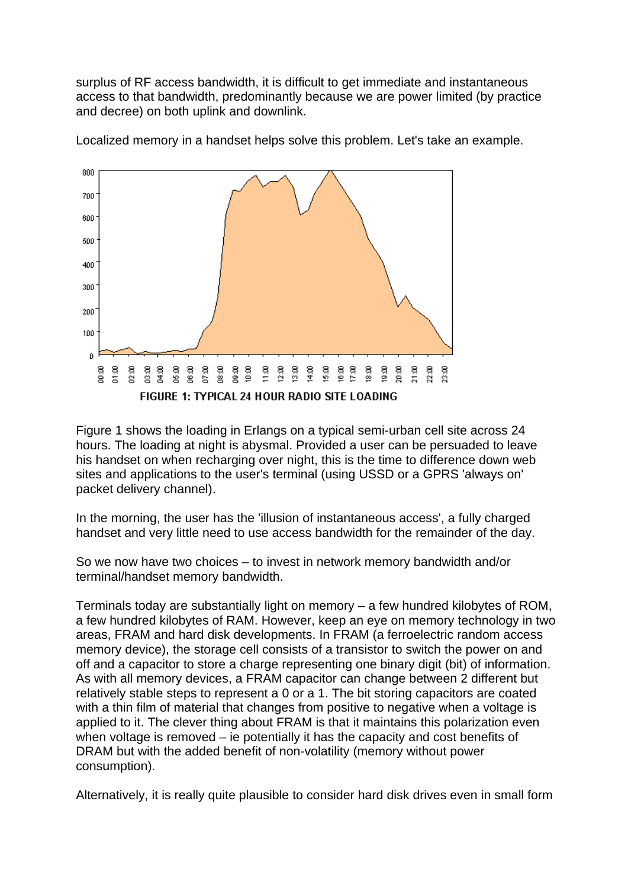surplus of RF access bandwidth, it is difficult to get immediate and instantaneous access to that bandwidth, predominantly because we are power limited (by practice and decree) on both uplink and downlink.

Localized memory in a handset helps solve this problem. Let's take an example.

FIGURE 1: TYPICAL 24 HOUR RADIO SITE LOADING

Figure 1 shows the loading in Erlangs on a typical semi-urban cell site across 24 hours. The loading at night is abysmal. Provided a user can be persuaded to leave his handset on when recharging over night, this is the time to difference down web sites and applications to the user's terminal (using USSD or a GPRS 'always on' packet delivery channel).

In the morning, the user has the 'illusion of instantaneous access', a fully charged handset and very little need to use access bandwidth for the remainder of the day.

So we now have two choices – to invest in network memory bandwidth and/or terminal/handset memory bandwidth.

Terminals today are substantially light on memory – a few hundred kilobytes of ROM, a few hundred kilobytes of RAM. However, keep an eye on memory technology in two areas, FRAM and hard disk developments. In FRAM (a ferroelectric random access memory device), the storage cell consists of a transistor to switch the power on and off and a capacitor to store a charge representing one binary digit (bit) of information. As with all memory devices, a FRAM capacitor can change between 2 different but relatively stable steps to represent a 0 or a 1. The bit storing capacitors are coated with a thin film of material that changes from positive to negative when a voltage is applied to it. The clever thing about FRAM is that it maintains this polarization even when voltage is removed – ie potentially it has the capacity and cost benefits of DRAM but with the added benefit of non-volatility (memory without power consumption).

Alternatively, it is really quite plausible to consider hard disk drives even in small form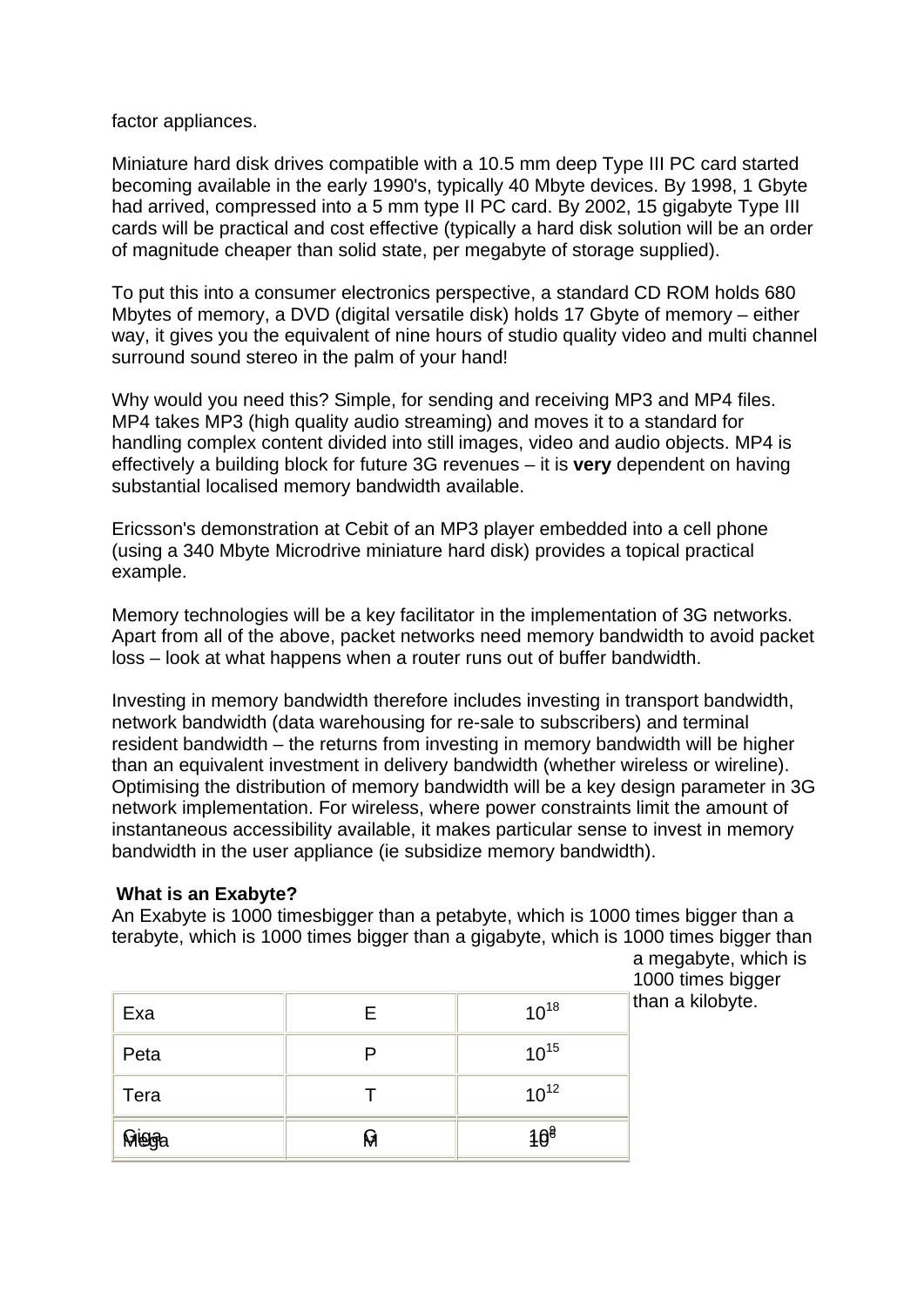factor appliances.

Miniature hard disk drives compatible with a 10.5 mm deep Type III PC card started becoming available in the early 1990's, typically 40 Mbyte devices. By 1998, 1 Gbyte had arrived, compressed into a 5 mm type II PC card. By 2002, 15 gigabyte Type III cards will be practical and cost effective (typically a hard disk solution will be an order of magnitude cheaper than solid state, per megabyte of storage supplied).

To put this into a consumer electronics perspective, a standard CD ROM holds 680 Mbytes of memory, a DVD (digital versatile disk) holds 17 Gbyte of memory – either way, it gives you the equivalent of nine hours of studio quality video and multi channel surround sound stereo in the palm of your hand!

Why would you need this? Simple, for sending and receiving MP3 and MP4 files. MP4 takes MP3 (high quality audio streaming) and moves it to a standard for handling complex content divided into still images, video and audio objects. MP4 is effectively a building block for future 3G revenues – it is **very** dependent on having substantial localised memory bandwidth available.

Ericsson's demonstration at Cebit of an MP3 player embedded into a cell phone (using a 340 Mbyte Microdrive miniature hard disk) provides a topical practical example.

Memory technologies will be a key facilitator in the implementation of 3G networks. Apart from all of the above, packet networks need memory bandwidth to avoid packet loss – look at what happens when a router runs out of buffer bandwidth.

Investing in memory bandwidth therefore includes investing in transport bandwidth, network bandwidth (data warehousing for re-sale to subscribers) and terminal resident bandwidth – the returns from investing in memory bandwidth will be higher than an equivalent investment in delivery bandwidth (whether wireless or wireline). Optimising the distribution of memory bandwidth will be a key design parameter in 3G network implementation. For wireless, where power constraints limit the amount of instantaneous accessibility available, it makes particular sense to invest in memory bandwidth in the user appliance (ie subsidize memory bandwidth).

**What is an Exabyte?**

An Exabyte is 1000 timesbigger than a petabyte, which is 1000 times bigger than a terabyte, which is 1000 times bigger than a gigabyte, which is 1000 times bigger than a megabyte, which is 1000 times bigger than a kilobyte.

| Exa | E | $10^{18}$ |
|---|---|---|
| Peta | P | $10^{15}$ |
| Tera | T | $10^{12}$ |
| Giga | G | $10^{9}$ |
| Mega | M | $10^{6}$ |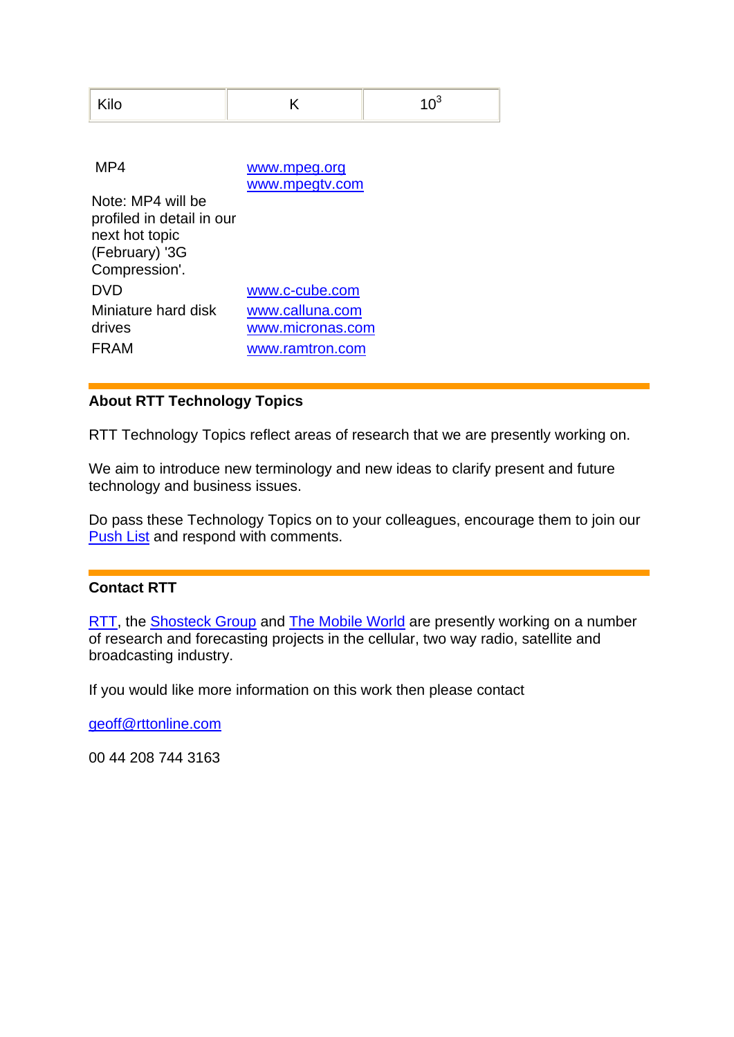| | | |
|---|---|---|
| Kilo | K | $10^3$ |

| | |
|---|---|
| MP4<br><br>Note: MP4 will be profiled in detail in our next hot topic (February) '3G Compression'. | www.mpeg.org<br>www.mpegtv.com |
| DVD | www.c-cube.com |
| Miniature hard disk drives | www.calluna.com<br>www.micronas.com |
| FRAM | www.ramtron.com |

### About RTT Technology Topics

RTT Technology Topics reflect areas of research that we are presently working on.

We aim to introduce new terminology and new ideas to clarify present and future technology and business issues.

Do pass these Technology Topics on to your colleagues, encourage them to join our Push List and respond with comments.

### Contact RTT

RTT, the Shosteck Group and The Mobile World are presently working on a number of research and forecasting projects in the cellular, two way radio, satellite and broadcasting industry.

If you would like more information on this work then please contact

geoff@rttonline.com

00 44 208 744 3163